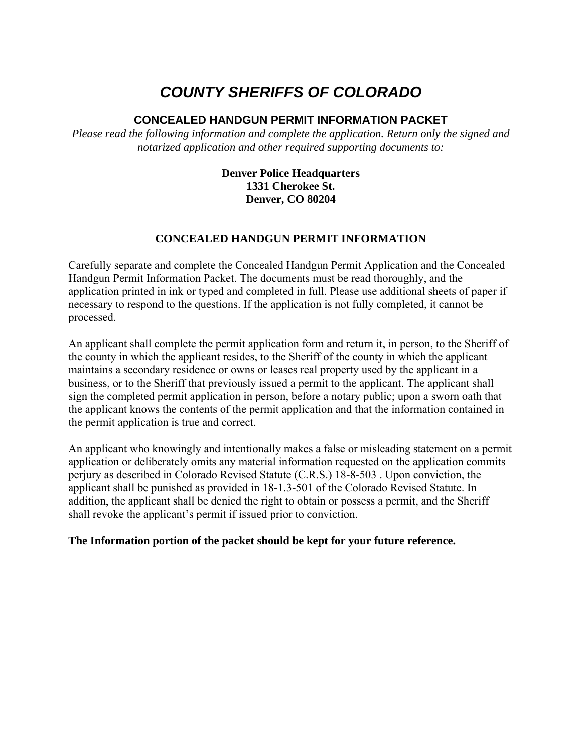# *COUNTY SHERIFFS OF COLORADO*

## CONCEALED HANDGUN PERMIT INFORMATION PACKET

*Please read the following information and complete the application. Return only the signed and notarized application and other required supporting documents to:*

**Denver Police Headquarters**
**1331 Cherokee St.**
**Denver, CO 80204**

### CONCEALED HANDGUN PERMIT INFORMATION

Carefully separate and complete the Concealed Handgun Permit Application and the Concealed Handgun Permit Information Packet. The documents must be read thoroughly, and the application printed in ink or typed and completed in full. Please use additional sheets of paper if necessary to respond to the questions. If the application is not fully completed, it cannot be processed.

An applicant shall complete the permit application form and return it, in person, to the Sheriff of the county in which the applicant resides, to the Sheriff of the county in which the applicant maintains a secondary residence or owns or leases real property used by the applicant in a business, or to the Sheriff that previously issued a permit to the applicant. The applicant shall sign the completed permit application in person, before a notary public; upon a sworn oath that the applicant knows the contents of the permit application and that the information contained in the permit application is true and correct.

An applicant who knowingly and intentionally makes a false or misleading statement on a permit application or deliberately omits any material information requested on the application commits perjury as described in Colorado Revised Statute (C.R.S.) 18-8-503 . Upon conviction, the applicant shall be punished as provided in 18-1.3-501 of the Colorado Revised Statute. In addition, the applicant shall be denied the right to obtain or possess a permit, and the Sheriff shall revoke the applicant's permit if issued prior to conviction.

**The Information portion of the packet should be kept for your future reference.**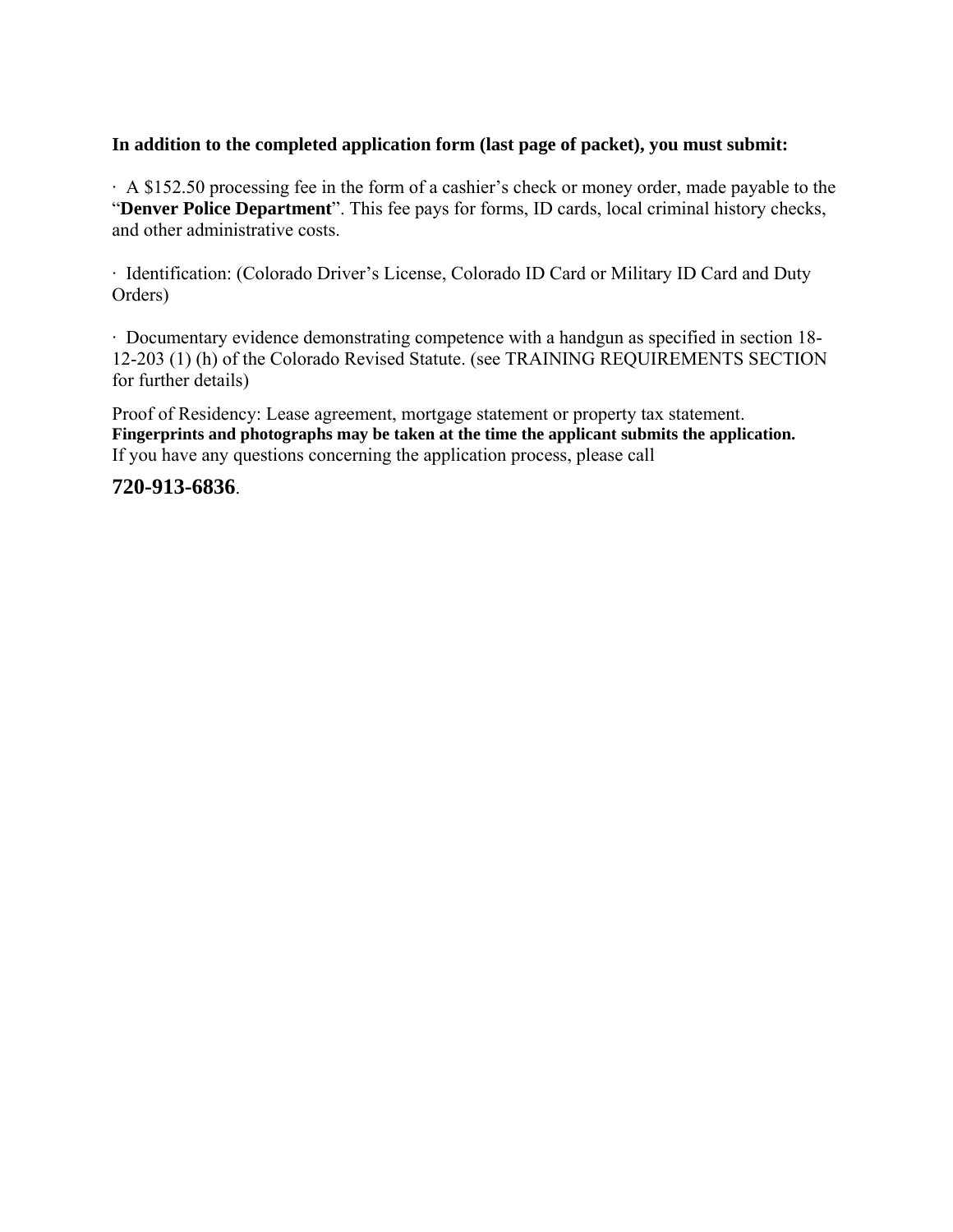**In addition to the completed application form (last page of packet), you must submit:**

· A $152.50 processing fee in the form of a cashier's check or money order, made payable to the "**Denver Police Department**". This fee pays for forms, ID cards, local criminal history checks, and other administrative costs.

· Identification: (Colorado Driver's License, Colorado ID Card or Military ID Card and Duty Orders)

· Documentary evidence demonstrating competence with a handgun as specified in section 18-12-203 (1) (h) of the Colorado Revised Statute. (see TRAINING REQUIREMENTS SECTION for further details)

Proof of Residency: Lease agreement, mortgage statement or property tax statement.
**Fingerprints and photographs may be taken at the time the applicant submits the application.**
If you have any questions concerning the application process, please call

**720-913-6836**.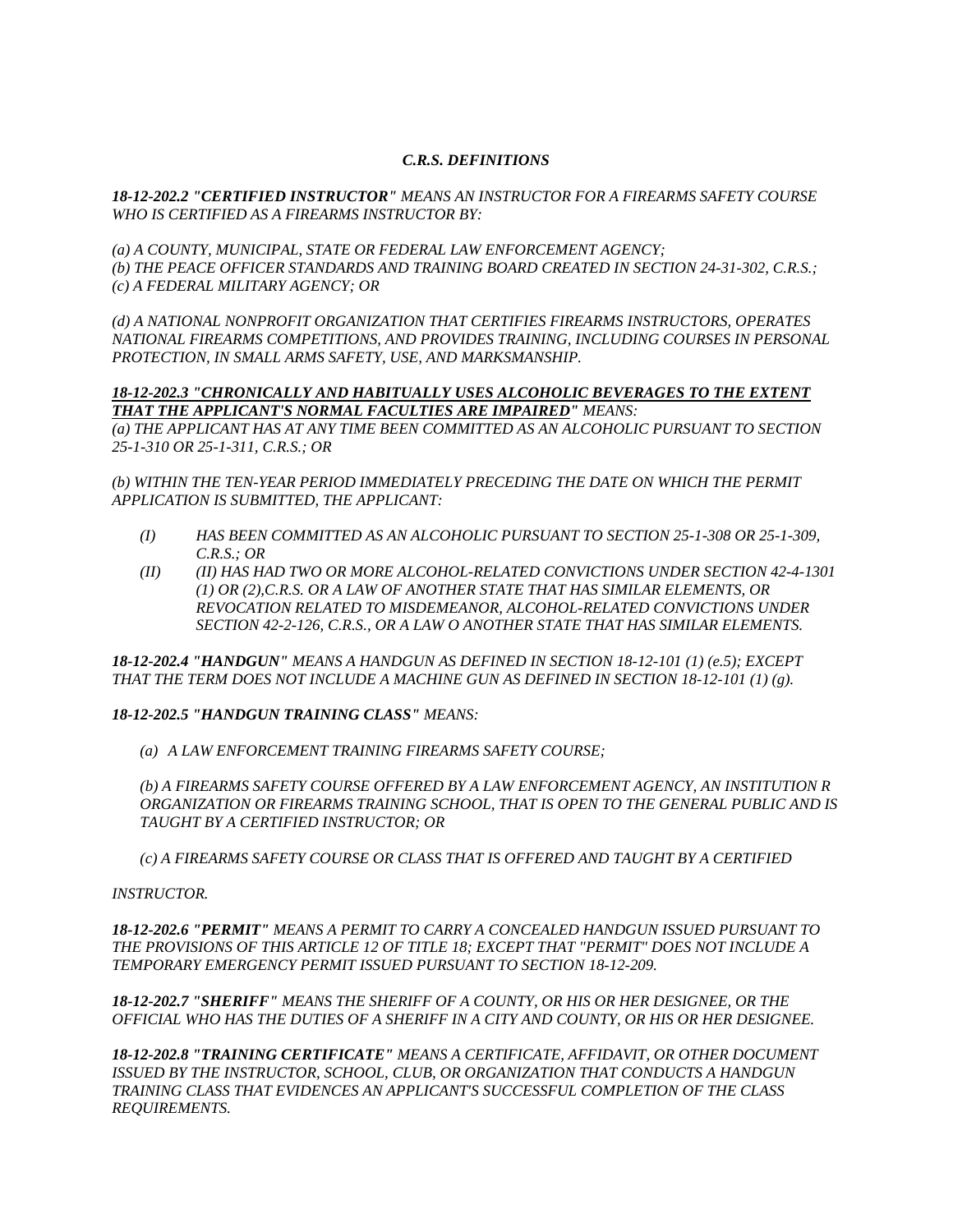# *C.R.S. DEFINITIONS*

***18-12-202.2 "CERTIFIED INSTRUCTOR"*** *MEANS AN INSTRUCTOR FOR A FIREARMS SAFETY COURSE WHO IS CERTIFIED AS A FIREARMS INSTRUCTOR BY:*

*(a) A COUNTY, MUNICIPAL, STATE OR FEDERAL LAW ENFORCEMENT AGENCY;*
*(b) THE PEACE OFFICER STANDARDS AND TRAINING BOARD CREATED IN SECTION 24-31-302, C.R.S.;*
*(c) A FEDERAL MILITARY AGENCY; OR*

*(d) A NATIONAL NONPROFIT ORGANIZATION THAT CERTIFIES FIREARMS INSTRUCTORS, OPERATES NATIONAL FIREARMS COMPETITIONS, AND PROVIDES TRAINING, INCLUDING COURSES IN PERSONAL PROTECTION, IN SMALL ARMS SAFETY, USE, AND MARKSMANSHIP.*

***<u>18-12-202.3 "CHRONICALLY AND HABITUALLY USES ALCOHOLIC BEVERAGES TO THE EXTENT THAT THE APPLICANT'S NORMAL FACULTIES ARE IMPAIRED"</u>*** *MEANS:*
*(a) THE APPLICANT HAS AT ANY TIME BEEN COMMITTED AS AN ALCOHOLIC PURSUANT TO SECTION 25-1-310 OR 25-1-311, C.R.S.; OR*

*(b) WITHIN THE TEN-YEAR PERIOD IMMEDIATELY PRECEDING THE DATE ON WHICH THE PERMIT APPLICATION IS SUBMITTED, THE APPLICANT:*

- *(I) HAS BEEN COMMITTED AS AN ALCOHOLIC PURSUANT TO SECTION 25-1-308 OR 25-1-309, C.R.S.; OR*
- *(II) (II) HAS HAD TWO OR MORE ALCOHOL-RELATED CONVICTIONS UNDER SECTION 42-4-1301 (1) OR (2),C.R.S. OR A LAW OF ANOTHER STATE THAT HAS SIMILAR ELEMENTS, OR REVOCATION RELATED TO MISDEMEANOR, ALCOHOL-RELATED CONVICTIONS UNDER SECTION 42-2-126, C.R.S., OR A LAW O ANOTHER STATE THAT HAS SIMILAR ELEMENTS.*

***18-12-202.4 "HANDGUN"*** *MEANS A HANDGUN AS DEFINED IN SECTION 18-12-101 (1) (e.5); EXCEPT THAT THE TERM DOES NOT INCLUDE A MACHINE GUN AS DEFINED IN SECTION 18-12-101 (1) (g).*

***18-12-202.5 "HANDGUN TRAINING CLASS"*** *MEANS:*

*(a) A LAW ENFORCEMENT TRAINING FIREARMS SAFETY COURSE;*

*(b) A FIREARMS SAFETY COURSE OFFERED BY A LAW ENFORCEMENT AGENCY, AN INSTITUTION R ORGANIZATION OR FIREARMS TRAINING SCHOOL, THAT IS OPEN TO THE GENERAL PUBLIC AND IS TAUGHT BY A CERTIFIED INSTRUCTOR; OR*

*(c) A FIREARMS SAFETY COURSE OR CLASS THAT IS OFFERED AND TAUGHT BY A CERTIFIED*

*INSTRUCTOR.*

***18-12-202.6 "PERMIT"*** *MEANS A PERMIT TO CARRY A CONCEALED HANDGUN ISSUED PURSUANT TO THE PROVISIONS OF THIS ARTICLE 12 OF TITLE 18; EXCEPT THAT "PERMIT" DOES NOT INCLUDE A TEMPORARY EMERGENCY PERMIT ISSUED PURSUANT TO SECTION 18-12-209.*

***18-12-202.7 "SHERIFF"*** *MEANS THE SHERIFF OF A COUNTY, OR HIS OR HER DESIGNEE, OR THE OFFICIAL WHO HAS THE DUTIES OF A SHERIFF IN A CITY AND COUNTY, OR HIS OR HER DESIGNEE.*

***18-12-202.8 "TRAINING CERTIFICATE"*** *MEANS A CERTIFICATE, AFFIDAVIT, OR OTHER DOCUMENT ISSUED BY THE INSTRUCTOR, SCHOOL, CLUB, OR ORGANIZATION THAT CONDUCTS A HANDGUN TRAINING CLASS THAT EVIDENCES AN APPLICANT'S SUCCESSFUL COMPLETION OF THE CLASS REQUIREMENTS.*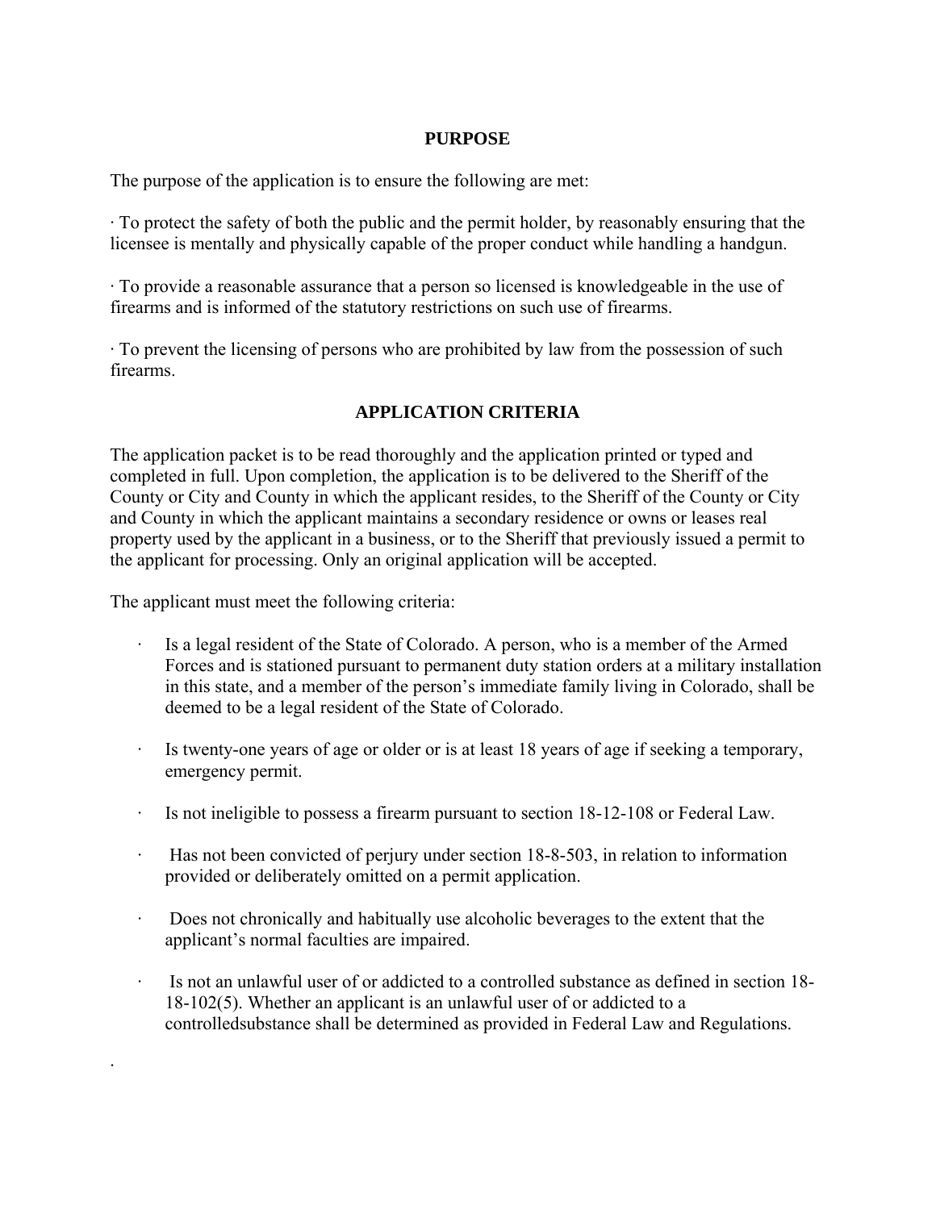## PURPOSE

The purpose of the application is to ensure the following are met:

· To protect the safety of both the public and the permit holder, by reasonably ensuring that the licensee is mentally and physically capable of the proper conduct while handling a handgun.

· To provide a reasonable assurance that a person so licensed is knowledgeable in the use of firearms and is informed of the statutory restrictions on such use of firearms.

· To prevent the licensing of persons who are prohibited by law from the possession of such firearms.

## APPLICATION CRITERIA

The application packet is to be read thoroughly and the application printed or typed and completed in full. Upon completion, the application is to be delivered to the Sheriff of the County or City and County in which the applicant resides, to the Sheriff of the County or City and County in which the applicant maintains a secondary residence or owns or leases real property used by the applicant in a business, or to the Sheriff that previously issued a permit to the applicant for processing. Only an original application will be accepted.

The applicant must meet the following criteria:

- Is a legal resident of the State of Colorado. A person, who is a member of the Armed Forces and is stationed pursuant to permanent duty station orders at a military installation in this state, and a member of the person's immediate family living in Colorado, shall be deemed to be a legal resident of the State of Colorado.
- Is twenty-one years of age or older or is at least 18 years of age if seeking a temporary, emergency permit.
- Is not ineligible to possess a firearm pursuant to section 18-12-108 or Federal Law.
- Has not been convicted of perjury under section 18-8-503, in relation to information provided or deliberately omitted on a permit application.
- Does not chronically and habitually use alcoholic beverages to the extent that the applicant's normal faculties are impaired.
- Is not an unlawful user of or addicted to a controlled substance as defined in section 18-18-102(5). Whether an applicant is an unlawful user of or addicted to a controlledsubstance shall be determined as provided in Federal Law and Regulations.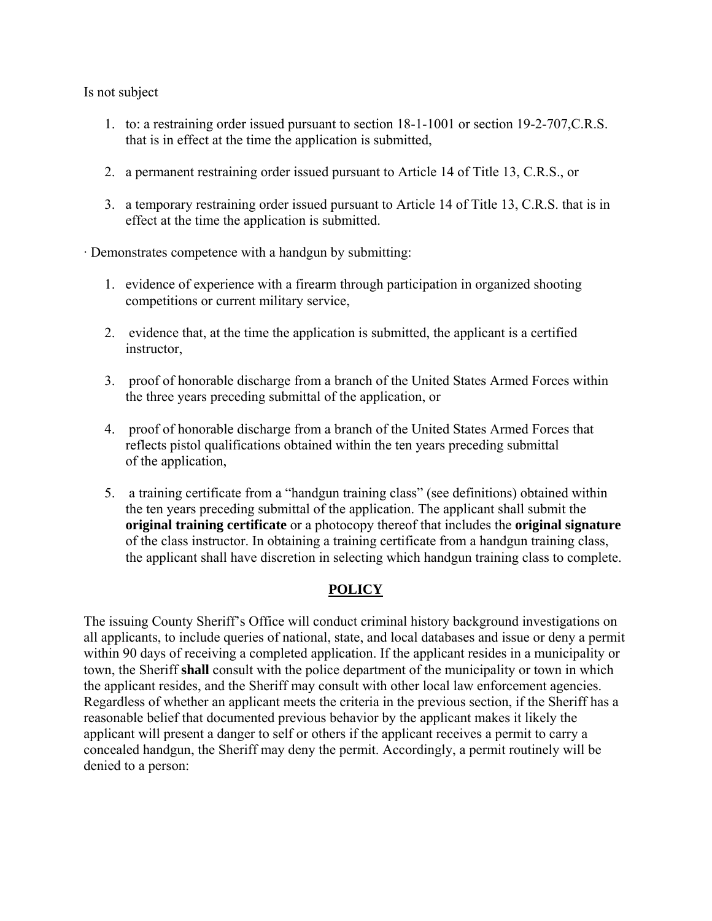Is not subject

1. to: a restraining order issued pursuant to section 18-1-1001 or section 19-2-707,C.R.S. that is in effect at the time the application is submitted,

2. a permanent restraining order issued pursuant to Article 14 of Title 13, C.R.S., or

3. a temporary restraining order issued pursuant to Article 14 of Title 13, C.R.S. that is in effect at the time the application is submitted.

· Demonstrates competence with a handgun by submitting:

1. evidence of experience with a firearm through participation in organized shooting competitions or current military service,

2. evidence that, at the time the application is submitted, the applicant is a certified instructor,

3. proof of honorable discharge from a branch of the United States Armed Forces within the three years preceding submittal of the application, or

4. proof of honorable discharge from a branch of the United States Armed Forces that reflects pistol qualifications obtained within the ten years preceding submittal of the application,

5. a training certificate from a "handgun training class" (see definitions) obtained within the ten years preceding submittal of the application. The applicant shall submit the **original training certificate** or a photocopy thereof that includes the **original signature** of the class instructor. In obtaining a training certificate from a handgun training class, the applicant shall have discretion in selecting which handgun training class to complete.

## POLICY

The issuing County Sheriff's Office will conduct criminal history background investigations on all applicants, to include queries of national, state, and local databases and issue or deny a permit within 90 days of receiving a completed application. If the applicant resides in a municipality or town, the Sheriff **shall** consult with the police department of the municipality or town in which the applicant resides, and the Sheriff may consult with other local law enforcement agencies. Regardless of whether an applicant meets the criteria in the previous section, if the Sheriff has a reasonable belief that documented previous behavior by the applicant makes it likely the applicant will present a danger to self or others if the applicant receives a permit to carry a concealed handgun, the Sheriff may deny the permit. Accordingly, a permit routinely will be denied to a person: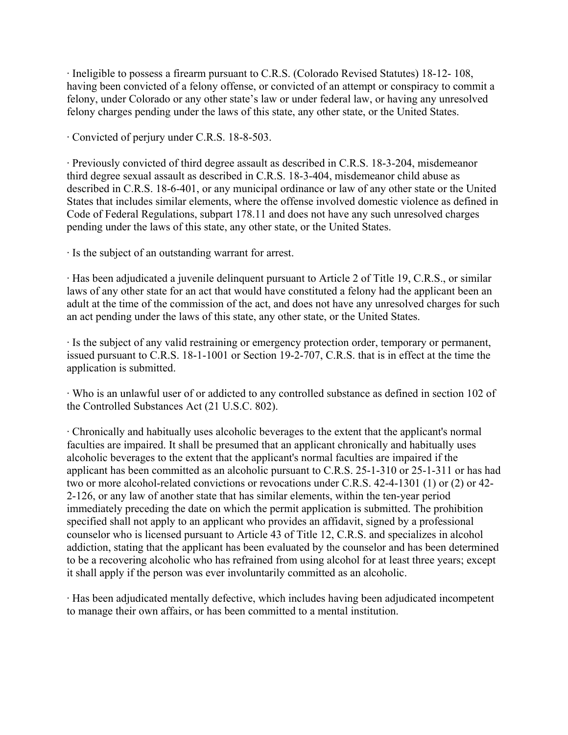· Ineligible to possess a firearm pursuant to C.R.S. (Colorado Revised Statutes) 18-12- 108, having been convicted of a felony offense, or convicted of an attempt or conspiracy to commit a felony, under Colorado or any other state's law or under federal law, or having any unresolved felony charges pending under the laws of this state, any other state, or the United States.

· Convicted of perjury under C.R.S. 18-8-503.

· Previously convicted of third degree assault as described in C.R.S. 18-3-204, misdemeanor third degree sexual assault as described in C.R.S. 18-3-404, misdemeanor child abuse as described in C.R.S. 18-6-401, or any municipal ordinance or law of any other state or the United States that includes similar elements, where the offense involved domestic violence as defined in Code of Federal Regulations, subpart 178.11 and does not have any such unresolved charges pending under the laws of this state, any other state, or the United States.

· Is the subject of an outstanding warrant for arrest.

· Has been adjudicated a juvenile delinquent pursuant to Article 2 of Title 19, C.R.S., or similar laws of any other state for an act that would have constituted a felony had the applicant been an adult at the time of the commission of the act, and does not have any unresolved charges for such an act pending under the laws of this state, any other state, or the United States.

· Is the subject of any valid restraining or emergency protection order, temporary or permanent, issued pursuant to C.R.S. 18-1-1001 or Section 19-2-707, C.R.S. that is in effect at the time the application is submitted.

· Who is an unlawful user of or addicted to any controlled substance as defined in section 102 of the Controlled Substances Act (21 U.S.C. 802).

· Chronically and habitually uses alcoholic beverages to the extent that the applicant's normal faculties are impaired. It shall be presumed that an applicant chronically and habitually uses alcoholic beverages to the extent that the applicant's normal faculties are impaired if the applicant has been committed as an alcoholic pursuant to C.R.S. 25-1-310 or 25-1-311 or has had two or more alcohol-related convictions or revocations under C.R.S. 42-4-1301 (1) or (2) or 42-2-126, or any law of another state that has similar elements, within the ten-year period immediately preceding the date on which the permit application is submitted. The prohibition specified shall not apply to an applicant who provides an affidavit, signed by a professional counselor who is licensed pursuant to Article 43 of Title 12, C.R.S. and specializes in alcohol addiction, stating that the applicant has been evaluated by the counselor and has been determined to be a recovering alcoholic who has refrained from using alcohol for at least three years; except it shall apply if the person was ever involuntarily committed as an alcoholic.

· Has been adjudicated mentally defective, which includes having been adjudicated incompetent to manage their own affairs, or has been committed to a mental institution.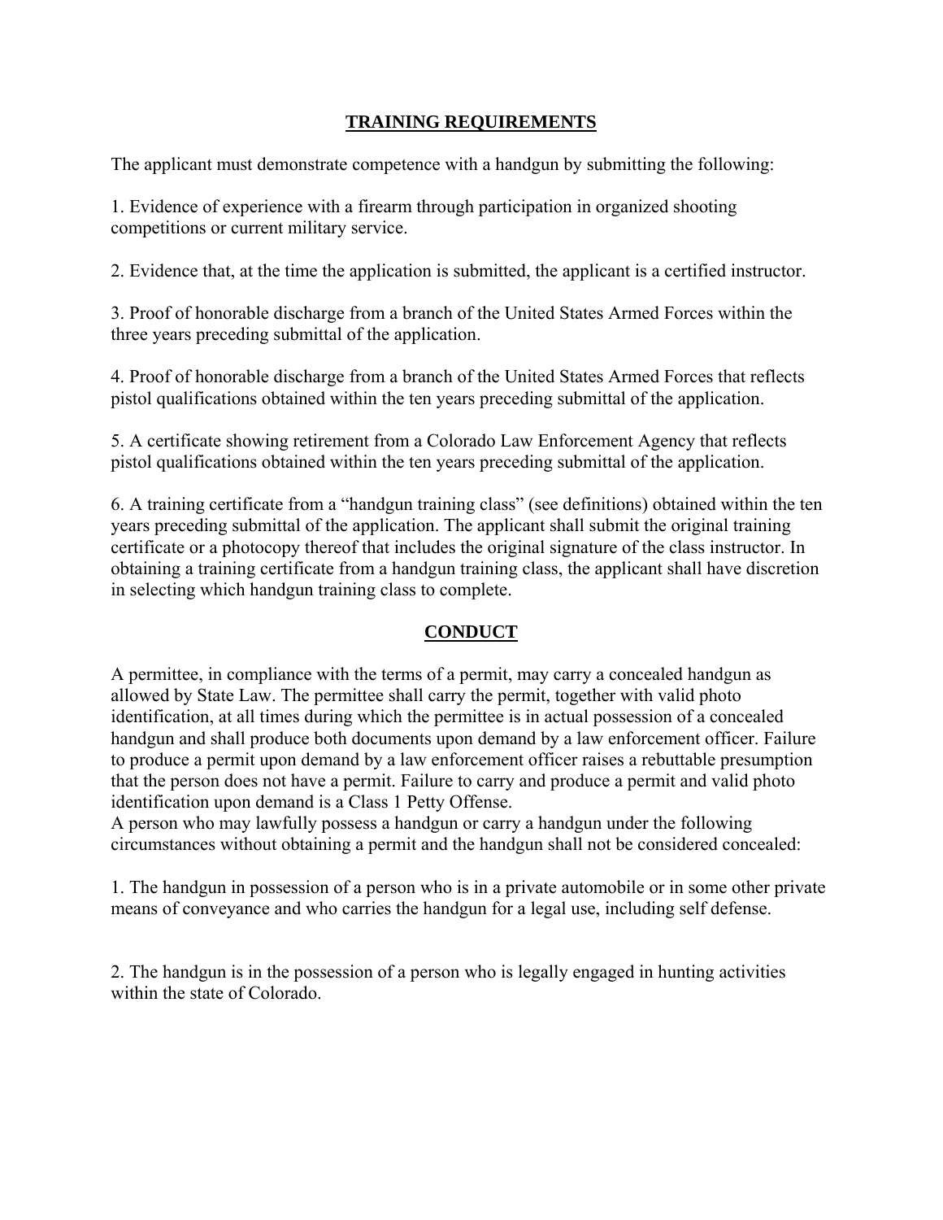## TRAINING REQUIREMENTS

The applicant must demonstrate competence with a handgun by submitting the following:

1. Evidence of experience with a firearm through participation in organized shooting competitions or current military service.

2. Evidence that, at the time the application is submitted, the applicant is a certified instructor.

3. Proof of honorable discharge from a branch of the United States Armed Forces within the three years preceding submittal of the application.

4. Proof of honorable discharge from a branch of the United States Armed Forces that reflects pistol qualifications obtained within the ten years preceding submittal of the application.

5. A certificate showing retirement from a Colorado Law Enforcement Agency that reflects pistol qualifications obtained within the ten years preceding submittal of the application.

6. A training certificate from a "handgun training class" (see definitions) obtained within the ten years preceding submittal of the application. The applicant shall submit the original training certificate or a photocopy thereof that includes the original signature of the class instructor. In obtaining a training certificate from a handgun training class, the applicant shall have discretion in selecting which handgun training class to complete.

## CONDUCT

A permittee, in compliance with the terms of a permit, may carry a concealed handgun as allowed by State Law. The permittee shall carry the permit, together with valid photo identification, at all times during which the permittee is in actual possession of a concealed handgun and shall produce both documents upon demand by a law enforcement officer. Failure to produce a permit upon demand by a law enforcement officer raises a rebuttable presumption that the person does not have a permit. Failure to carry and produce a permit and valid photo identification upon demand is a Class 1 Petty Offense.

A person who may lawfully possess a handgun or carry a handgun under the following circumstances without obtaining a permit and the handgun shall not be considered concealed:

1. The handgun in possession of a person who is in a private automobile or in some other private means of conveyance and who carries the handgun for a legal use, including self defense.

2. The handgun is in the possession of a person who is legally engaged in hunting activities within the state of Colorado.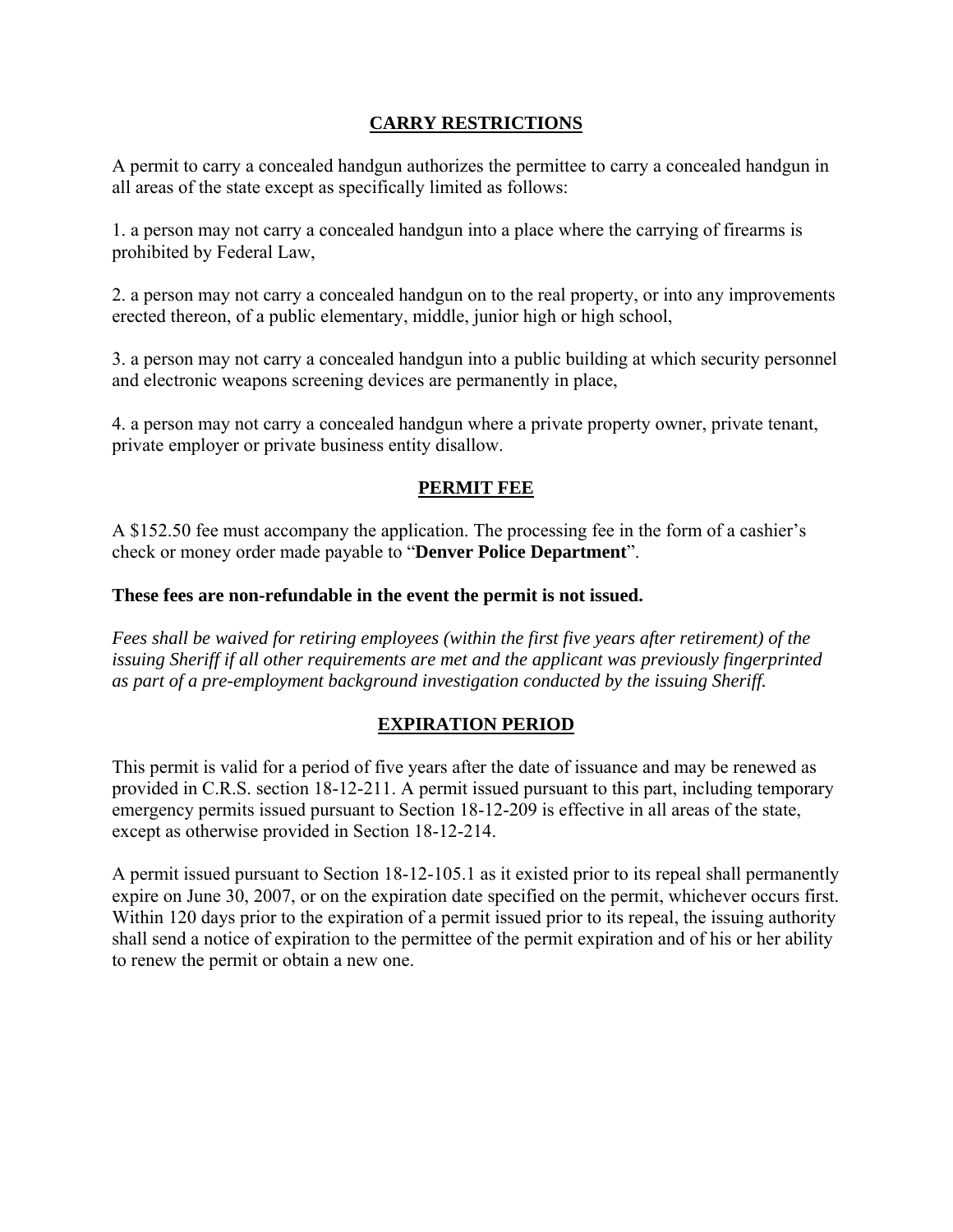## CARRY RESTRICTIONS

A permit to carry a concealed handgun authorizes the permittee to carry a concealed handgun in all areas of the state except as specifically limited as follows:

1. a person may not carry a concealed handgun into a place where the carrying of firearms is prohibited by Federal Law,

2. a person may not carry a concealed handgun on to the real property, or into any improvements erected thereon, of a public elementary, middle, junior high or high school,

3. a person may not carry a concealed handgun into a public building at which security personnel and electronic weapons screening devices are permanently in place,

4. a person may not carry a concealed handgun where a private property owner, private tenant, private employer or private business entity disallow.

## PERMIT FEE

A $152.50 fee must accompany the application. The processing fee in the form of a cashier's check or money order made payable to "**Denver Police Department**".

**These fees are non-refundable in the event the permit is not issued.**

*Fees shall be waived for retiring employees (within the first five years after retirement) of the issuing Sheriff if all other requirements are met and the applicant was previously fingerprinted as part of a pre-employment background investigation conducted by the issuing Sheriff.*

## EXPIRATION PERIOD

This permit is valid for a period of five years after the date of issuance and may be renewed as provided in C.R.S. section 18-12-211. A permit issued pursuant to this part, including temporary emergency permits issued pursuant to Section 18-12-209 is effective in all areas of the state, except as otherwise provided in Section 18-12-214.

A permit issued pursuant to Section 18-12-105.1 as it existed prior to its repeal shall permanently expire on June 30, 2007, or on the expiration date specified on the permit, whichever occurs first. Within 120 days prior to the expiration of a permit issued prior to its repeal, the issuing authority shall send a notice of expiration to the permittee of the permit expiration and of his or her ability to renew the permit or obtain a new one.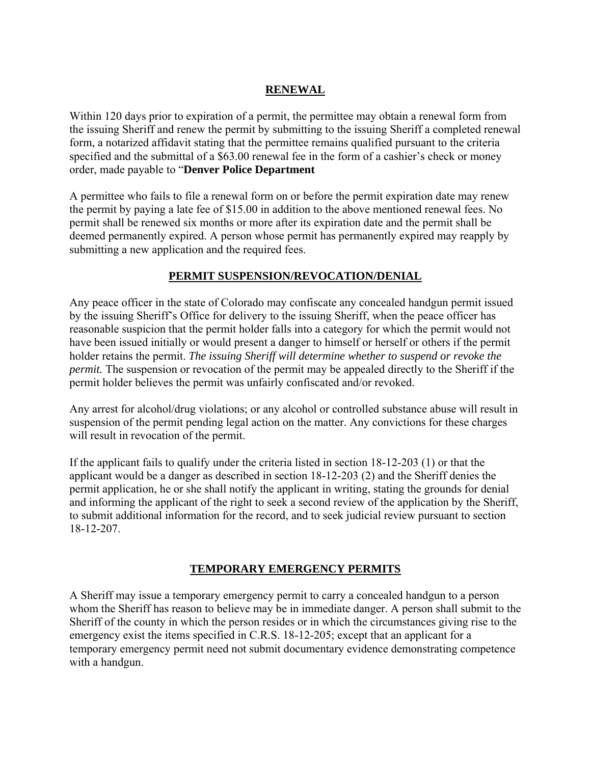## RENEWAL

Within 120 days prior to expiration of a permit, the permittee may obtain a renewal form from the issuing Sheriff and renew the permit by submitting to the issuing Sheriff a completed renewal form, a notarized affidavit stating that the permittee remains qualified pursuant to the criteria specified and the submittal of a $63.00 renewal fee in the form of a cashier's check or money order, made payable to "**Denver Police Department**

A permittee who fails to file a renewal form on or before the permit expiration date may renew the permit by paying a late fee of $15.00 in addition to the above mentioned renewal fees. No permit shall be renewed six months or more after its expiration date and the permit shall be deemed permanently expired. A person whose permit has permanently expired may reapply by submitting a new application and the required fees.

## PERMIT SUSPENSION/REVOCATION/DENIAL

Any peace officer in the state of Colorado may confiscate any concealed handgun permit issued by the issuing Sheriff's Office for delivery to the issuing Sheriff, when the peace officer has reasonable suspicion that the permit holder falls into a category for which the permit would not have been issued initially or would present a danger to himself or herself or others if the permit holder retains the permit. *The issuing Sheriff will determine whether to suspend or revoke the permit.* The suspension or revocation of the permit may be appealed directly to the Sheriff if the permit holder believes the permit was unfairly confiscated and/or revoked.

Any arrest for alcohol/drug violations; or any alcohol or controlled substance abuse will result in suspension of the permit pending legal action on the matter. Any convictions for these charges will result in revocation of the permit.

If the applicant fails to qualify under the criteria listed in section 18-12-203 (1) or that the applicant would be a danger as described in section 18-12-203 (2) and the Sheriff denies the permit application, he or she shall notify the applicant in writing, stating the grounds for denial and informing the applicant of the right to seek a second review of the application by the Sheriff, to submit additional information for the record, and to seek judicial review pursuant to section 18-12-207.

## TEMPORARY EMERGENCY PERMITS

A Sheriff may issue a temporary emergency permit to carry a concealed handgun to a person whom the Sheriff has reason to believe may be in immediate danger. A person shall submit to the Sheriff of the county in which the person resides or in which the circumstances giving rise to the emergency exist the items specified in C.R.S. 18-12-205; except that an applicant for a temporary emergency permit need not submit documentary evidence demonstrating competence with a handgun.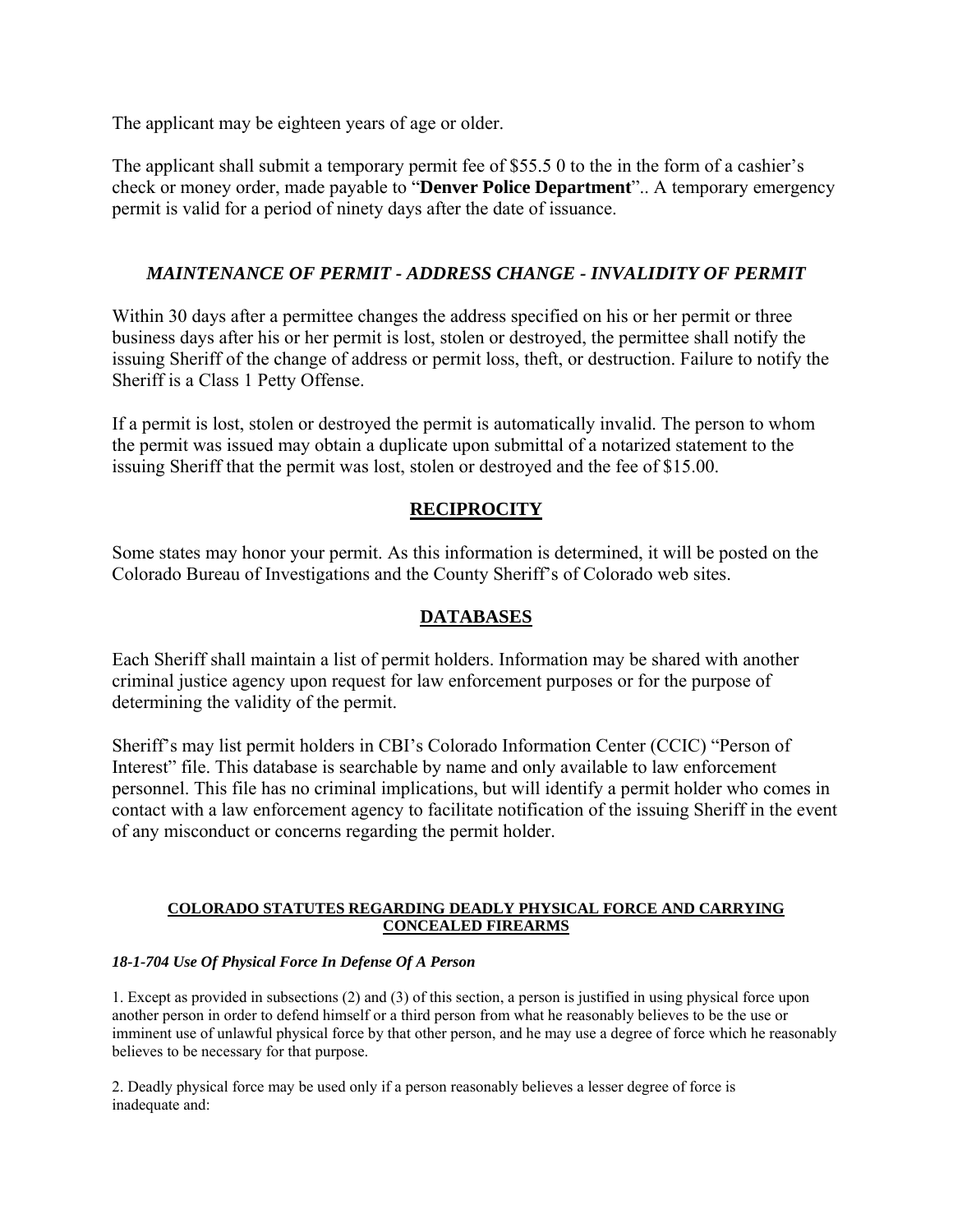The applicant may be eighteen years of age or older.

The applicant shall submit a temporary permit fee of $55.5 0 to the in the form of a cashier's check or money order, made payable to "**Denver Police Department**".. A temporary emergency permit is valid for a period of ninety days after the date of issuance.

### *MAINTENANCE OF PERMIT - ADDRESS CHANGE - INVALIDITY OF PERMIT*

Within 30 days after a permittee changes the address specified on his or her permit or three business days after his or her permit is lost, stolen or destroyed, the permittee shall notify the issuing Sheriff of the change of address or permit loss, theft, or destruction. Failure to notify the Sheriff is a Class 1 Petty Offense.

If a permit is lost, stolen or destroyed the permit is automatically invalid. The person to whom the permit was issued may obtain a duplicate upon submittal of a notarized statement to the issuing Sheriff that the permit was lost, stolen or destroyed and the fee of $15.00.

## RECIPROCITY

Some states may honor your permit. As this information is determined, it will be posted on the Colorado Bureau of Investigations and the County Sheriff's of Colorado web sites.

## DATABASES

Each Sheriff shall maintain a list of permit holders. Information may be shared with another criminal justice agency upon request for law enforcement purposes or for the purpose of determining the validity of the permit.

Sheriff's may list permit holders in CBI's Colorado Information Center (CCIC) "Person of Interest" file. This database is searchable by name and only available to law enforcement personnel. This file has no criminal implications, but will identify a permit holder who comes in contact with a law enforcement agency to facilitate notification of the issuing Sheriff in the event of any misconduct or concerns regarding the permit holder.

### COLORADO STATUTES REGARDING DEADLY PHYSICAL FORCE AND CARRYING CONCEALED FIREARMS

***18-1-704 Use Of Physical Force In Defense Of A Person***

1. Except as provided in subsections (2) and (3) of this section, a person is justified in using physical force upon another person in order to defend himself or a third person from what he reasonably believes to be the use or imminent use of unlawful physical force by that other person, and he may use a degree of force which he reasonably believes to be necessary for that purpose.

2. Deadly physical force may be used only if a person reasonably believes a lesser degree of force is inadequate and: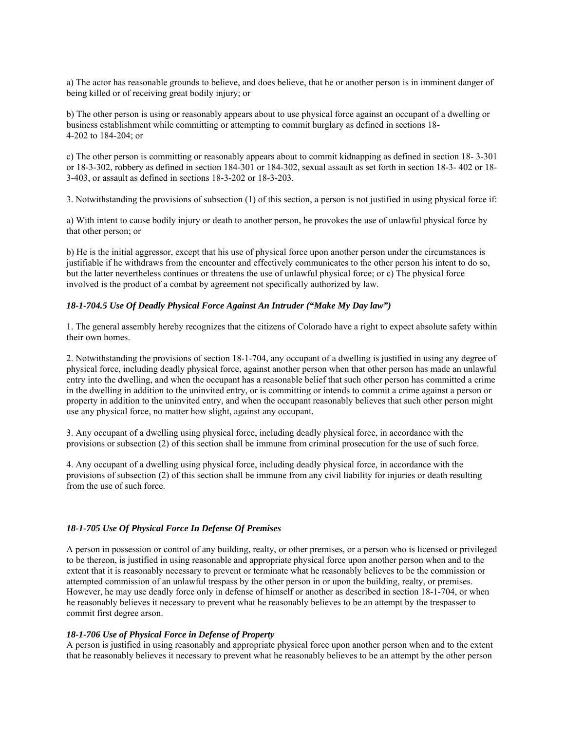a) The actor has reasonable grounds to believe, and does believe, that he or another person is in imminent danger of being killed or of receiving great bodily injury; or

b) The other person is using or reasonably appears about to use physical force against an occupant of a dwelling or business establishment while committing or attempting to commit burglary as defined in sections 18-4-202 to 184-204; or

c) The other person is committing or reasonably appears about to commit kidnapping as defined in section 18- 3-301 or 18-3-302, robbery as defined in section 184-301 or 184-302, sexual assault as set forth in section 18-3- 402 or 18-3-403, or assault as defined in sections 18-3-202 or 18-3-203.

3. Notwithstanding the provisions of subsection (1) of this section, a person is not justified in using physical force if:

a) With intent to cause bodily injury or death to another person, he provokes the use of unlawful physical force by that other person; or

b) He is the initial aggressor, except that his use of physical force upon another person under the circumstances is justifiable if he withdraws from the encounter and effectively communicates to the other person his intent to do so, but the latter nevertheless continues or threatens the use of unlawful physical force; or c) The physical force involved is the product of a combat by agreement not specifically authorized by law.

### *18-1-704.5 Use Of Deadly Physical Force Against An Intruder ("Make My Day law")*

1. The general assembly hereby recognizes that the citizens of Colorado have a right to expect absolute safety within their own homes.

2. Notwithstanding the provisions of section 18-1-704, any occupant of a dwelling is justified in using any degree of physical force, including deadly physical force, against another person when that other person has made an unlawful entry into the dwelling, and when the occupant has a reasonable belief that such other person has committed a crime in the dwelling in addition to the uninvited entry, or is committing or intends to commit a crime against a person or property in addition to the uninvited entry, and when the occupant reasonably believes that such other person might use any physical force, no matter how slight, against any occupant.

3. Any occupant of a dwelling using physical force, including deadly physical force, in accordance with the provisions or subsection (2) of this section shall be immune from criminal prosecution for the use of such force.

4. Any occupant of a dwelling using physical force, including deadly physical force, in accordance with the provisions of subsection (2) of this section shall be immune from any civil liability for injuries or death resulting from the use of such force.

### *18-1-705 Use Of Physical Force In Defense Of Premises*

A person in possession or control of any building, realty, or other premises, or a person who is licensed or privileged to be thereon, is justified in using reasonable and appropriate physical force upon another person when and to the extent that it is reasonably necessary to prevent or terminate what he reasonably believes to be the commission or attempted commission of an unlawful trespass by the other person in or upon the building, realty, or premises. However, he may use deadly force only in defense of himself or another as described in section 18-1-704, or when he reasonably believes it necessary to prevent what he reasonably believes to be an attempt by the trespasser to commit first degree arson.

### *18-1-706 Use of Physical Force in Defense of Property*

A person is justified in using reasonably and appropriate physical force upon another person when and to the extent that he reasonably believes it necessary to prevent what he reasonably believes to be an attempt by the other person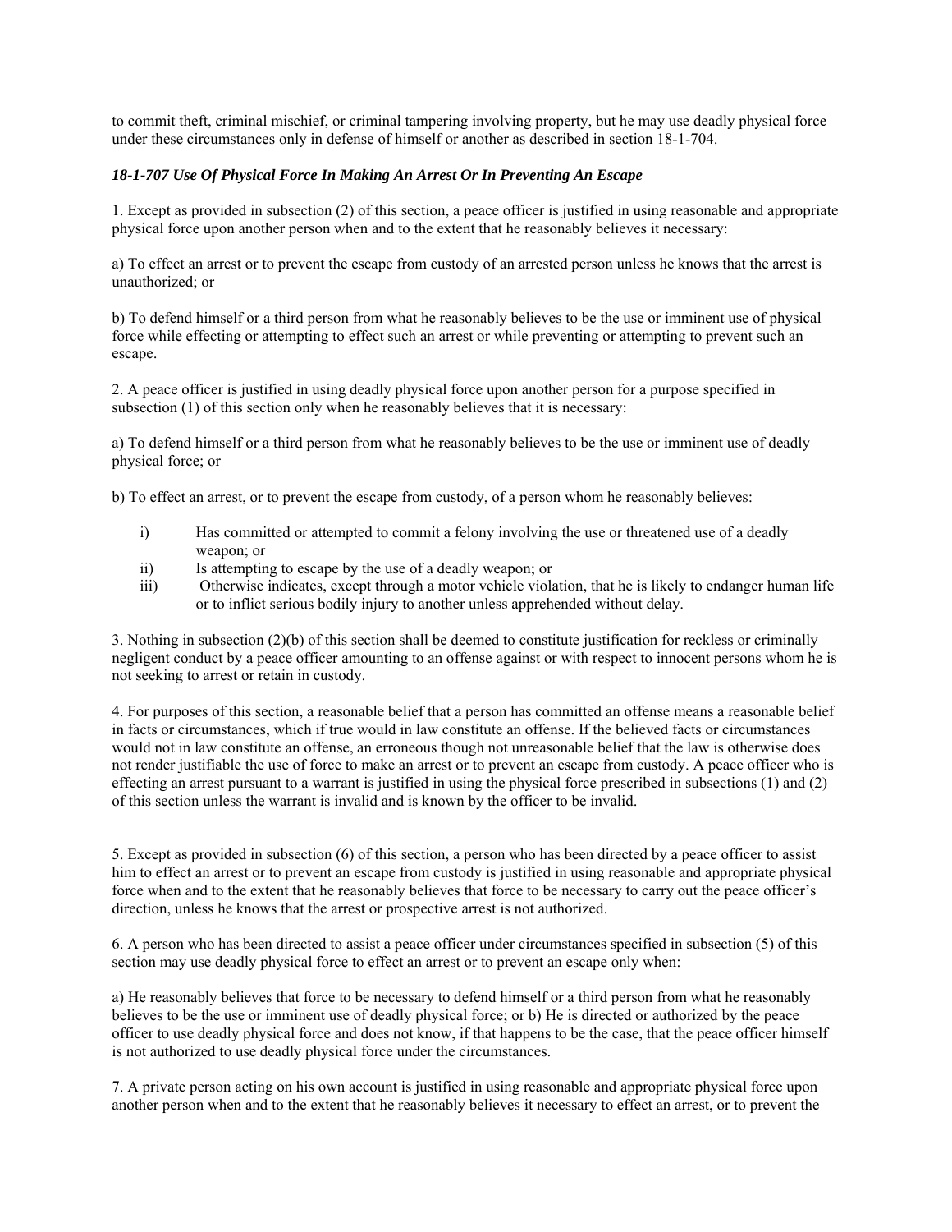to commit theft, criminal mischief, or criminal tampering involving property, but he may use deadly physical force under these circumstances only in defense of himself or another as described in section 18-1-704.

***18-1-707 Use Of Physical Force In Making An Arrest Or In Preventing An Escape***

1. Except as provided in subsection (2) of this section, a peace officer is justified in using reasonable and appropriate physical force upon another person when and to the extent that he reasonably believes it necessary:

a) To effect an arrest or to prevent the escape from custody of an arrested person unless he knows that the arrest is unauthorized; or

b) To defend himself or a third person from what he reasonably believes to be the use or imminent use of physical force while effecting or attempting to effect such an arrest or while preventing or attempting to prevent such an escape.

2. A peace officer is justified in using deadly physical force upon another person for a purpose specified in subsection (1) of this section only when he reasonably believes that it is necessary:

a) To defend himself or a third person from what he reasonably believes to be the use or imminent use of deadly physical force; or

b) To effect an arrest, or to prevent the escape from custody, of a person whom he reasonably believes:

- i) Has committed or attempted to commit a felony involving the use or threatened use of a deadly weapon; or
- ii) Is attempting to escape by the use of a deadly weapon; or
- iii) Otherwise indicates, except through a motor vehicle violation, that he is likely to endanger human life or to inflict serious bodily injury to another unless apprehended without delay.

3. Nothing in subsection (2)(b) of this section shall be deemed to constitute justification for reckless or criminally negligent conduct by a peace officer amounting to an offense against or with respect to innocent persons whom he is not seeking to arrest or retain in custody.

4. For purposes of this section, a reasonable belief that a person has committed an offense means a reasonable belief in facts or circumstances, which if true would in law constitute an offense. If the believed facts or circumstances would not in law constitute an offense, an erroneous though not unreasonable belief that the law is otherwise does not render justifiable the use of force to make an arrest or to prevent an escape from custody. A peace officer who is effecting an arrest pursuant to a warrant is justified in using the physical force prescribed in subsections (1) and (2) of this section unless the warrant is invalid and is known by the officer to be invalid.

5. Except as provided in subsection (6) of this section, a person who has been directed by a peace officer to assist him to effect an arrest or to prevent an escape from custody is justified in using reasonable and appropriate physical force when and to the extent that he reasonably believes that force to be necessary to carry out the peace officer's direction, unless he knows that the arrest or prospective arrest is not authorized.

6. A person who has been directed to assist a peace officer under circumstances specified in subsection (5) of this section may use deadly physical force to effect an arrest or to prevent an escape only when:

a) He reasonably believes that force to be necessary to defend himself or a third person from what he reasonably believes to be the use or imminent use of deadly physical force; or b) He is directed or authorized by the peace officer to use deadly physical force and does not know, if that happens to be the case, that the peace officer himself is not authorized to use deadly physical force under the circumstances.

7. A private person acting on his own account is justified in using reasonable and appropriate physical force upon another person when and to the extent that he reasonably believes it necessary to effect an arrest, or to prevent the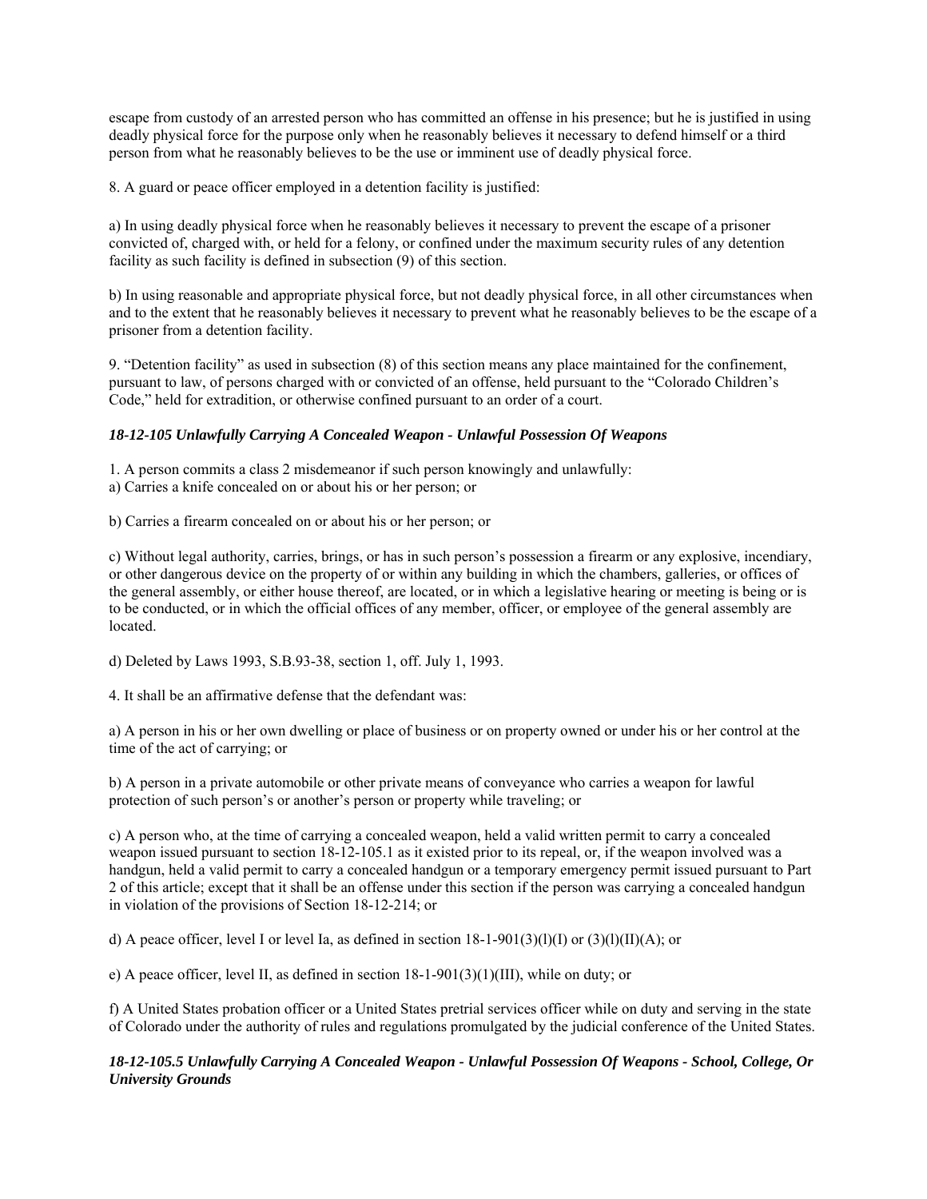escape from custody of an arrested person who has committed an offense in his presence; but he is justified in using deadly physical force for the purpose only when he reasonably believes it necessary to defend himself or a third person from what he reasonably believes to be the use or imminent use of deadly physical force.

8. A guard or peace officer employed in a detention facility is justified:

a) In using deadly physical force when he reasonably believes it necessary to prevent the escape of a prisoner convicted of, charged with, or held for a felony, or confined under the maximum security rules of any detention facility as such facility is defined in subsection (9) of this section.

b) In using reasonable and appropriate physical force, but not deadly physical force, in all other circumstances when and to the extent that he reasonably believes it necessary to prevent what he reasonably believes to be the escape of a prisoner from a detention facility.

9. "Detention facility" as used in subsection (8) of this section means any place maintained for the confinement, pursuant to law, of persons charged with or convicted of an offense, held pursuant to the "Colorado Children's Code," held for extradition, or otherwise confined pursuant to an order of a court.

### *18-12-105 Unlawfully Carrying A Concealed Weapon - Unlawful Possession Of Weapons*

1. A person commits a class 2 misdemeanor if such person knowingly and unlawfully:
a) Carries a knife concealed on or about his or her person; or

b) Carries a firearm concealed on or about his or her person; or

c) Without legal authority, carries, brings, or has in such person's possession a firearm or any explosive, incendiary, or other dangerous device on the property of or within any building in which the chambers, galleries, or offices of the general assembly, or either house thereof, are located, or in which a legislative hearing or meeting is being or is to be conducted, or in which the official offices of any member, officer, or employee of the general assembly are located.

d) Deleted by Laws 1993, S.B.93-38, section 1, off. July 1, 1993.

4. It shall be an affirmative defense that the defendant was:

a) A person in his or her own dwelling or place of business or on property owned or under his or her control at the time of the act of carrying; or

b) A person in a private automobile or other private means of conveyance who carries a weapon for lawful protection of such person's or another's person or property while traveling; or

c) A person who, at the time of carrying a concealed weapon, held a valid written permit to carry a concealed weapon issued pursuant to section 18-12-105.1 as it existed prior to its repeal, or, if the weapon involved was a handgun, held a valid permit to carry a concealed handgun or a temporary emergency permit issued pursuant to Part 2 of this article; except that it shall be an offense under this section if the person was carrying a concealed handgun in violation of the provisions of Section 18-12-214; or

d) A peace officer, level I or level Ia, as defined in section 18-1-901(3)(l)(I) or (3)(l)(II)(A); or

e) A peace officer, level II, as defined in section 18-1-901(3)(1)(III), while on duty; or

f) A United States probation officer or a United States pretrial services officer while on duty and serving in the state of Colorado under the authority of rules and regulations promulgated by the judicial conference of the United States.

### *18-12-105.5 Unlawfully Carrying A Concealed Weapon - Unlawful Possession Of Weapons - School, College, Or University Grounds*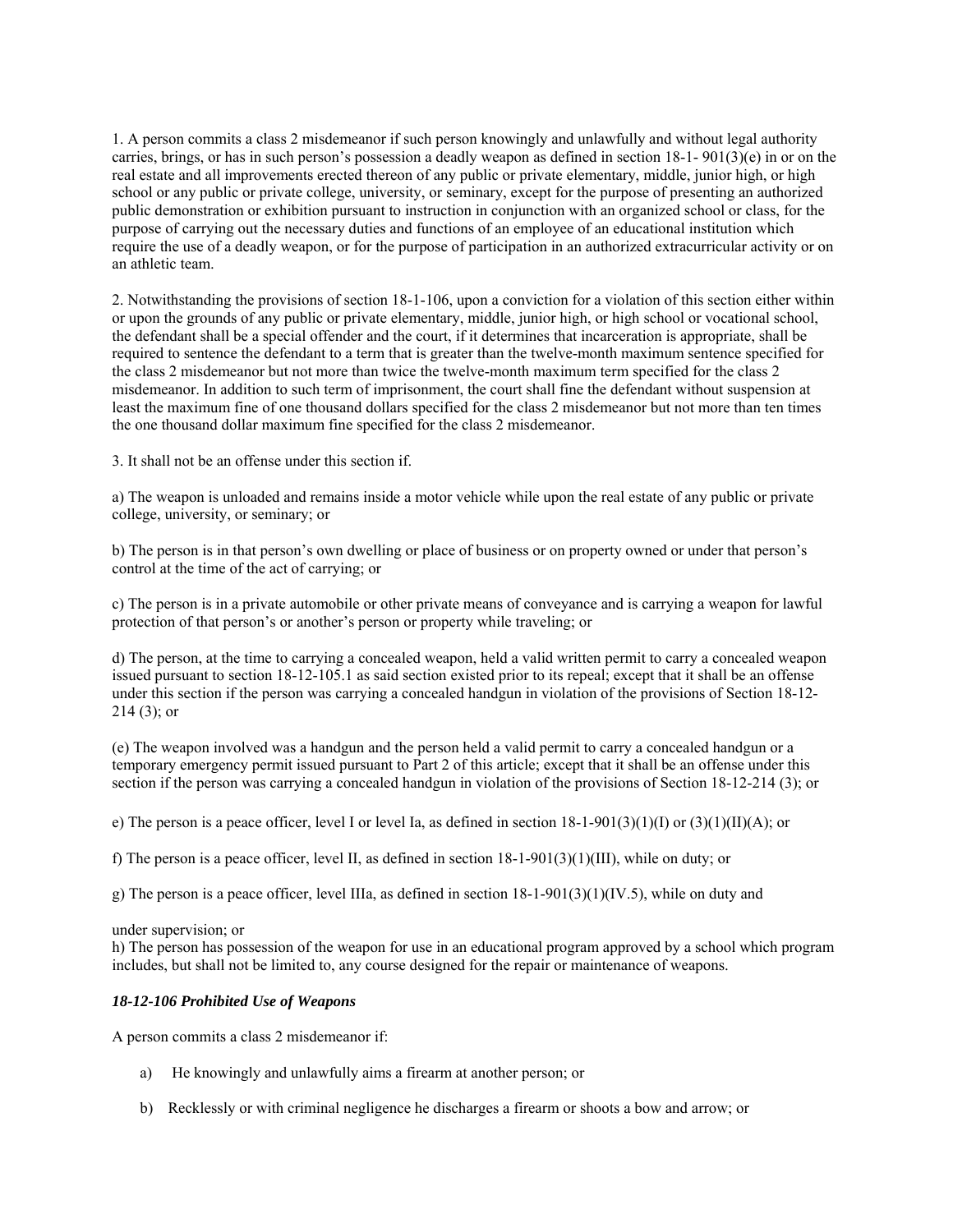1. A person commits a class 2 misdemeanor if such person knowingly and unlawfully and without legal authority carries, brings, or has in such person's possession a deadly weapon as defined in section 18-1- 901(3)(e) in or on the real estate and all improvements erected thereon of any public or private elementary, middle, junior high, or high school or any public or private college, university, or seminary, except for the purpose of presenting an authorized public demonstration or exhibition pursuant to instruction in conjunction with an organized school or class, for the purpose of carrying out the necessary duties and functions of an employee of an educational institution which require the use of a deadly weapon, or for the purpose of participation in an authorized extracurricular activity or on an athletic team.

2. Notwithstanding the provisions of section 18-1-106, upon a conviction for a violation of this section either within or upon the grounds of any public or private elementary, middle, junior high, or high school or vocational school, the defendant shall be a special offender and the court, if it determines that incarceration is appropriate, shall be required to sentence the defendant to a term that is greater than the twelve-month maximum sentence specified for the class 2 misdemeanor but not more than twice the twelve-month maximum term specified for the class 2 misdemeanor. In addition to such term of imprisonment, the court shall fine the defendant without suspension at least the maximum fine of one thousand dollars specified for the class 2 misdemeanor but not more than ten times the one thousand dollar maximum fine specified for the class 2 misdemeanor.

3. It shall not be an offense under this section if.

a) The weapon is unloaded and remains inside a motor vehicle while upon the real estate of any public or private college, university, or seminary; or

b) The person is in that person's own dwelling or place of business or on property owned or under that person's control at the time of the act of carrying; or

c) The person is in a private automobile or other private means of conveyance and is carrying a weapon for lawful protection of that person's or another's person or property while traveling; or

d) The person, at the time to carrying a concealed weapon, held a valid written permit to carry a concealed weapon issued pursuant to section 18-12-105.1 as said section existed prior to its repeal; except that it shall be an offense under this section if the person was carrying a concealed handgun in violation of the provisions of Section 18-12-214 (3); or

(e) The weapon involved was a handgun and the person held a valid permit to carry a concealed handgun or a temporary emergency permit issued pursuant to Part 2 of this article; except that it shall be an offense under this section if the person was carrying a concealed handgun in violation of the provisions of Section 18-12-214 (3); or

e) The person is a peace officer, level I or level Ia, as defined in section 18-1-901(3)(1)(I) or (3)(1)(II)(A); or

f) The person is a peace officer, level II, as defined in section 18-1-901(3)(1)(III), while on duty; or

g) The person is a peace officer, level IIIa, as defined in section 18-1-901(3)(1)(IV.5), while on duty and

under supervision; or

h) The person has possession of the weapon for use in an educational program approved by a school which program includes, but shall not be limited to, any course designed for the repair or maintenance of weapons.

***18-12-106 Prohibited Use of Weapons***

A person commits a class 2 misdemeanor if:

a) He knowingly and unlawfully aims a firearm at another person; or

b) Recklessly or with criminal negligence he discharges a firearm or shoots a bow and arrow; or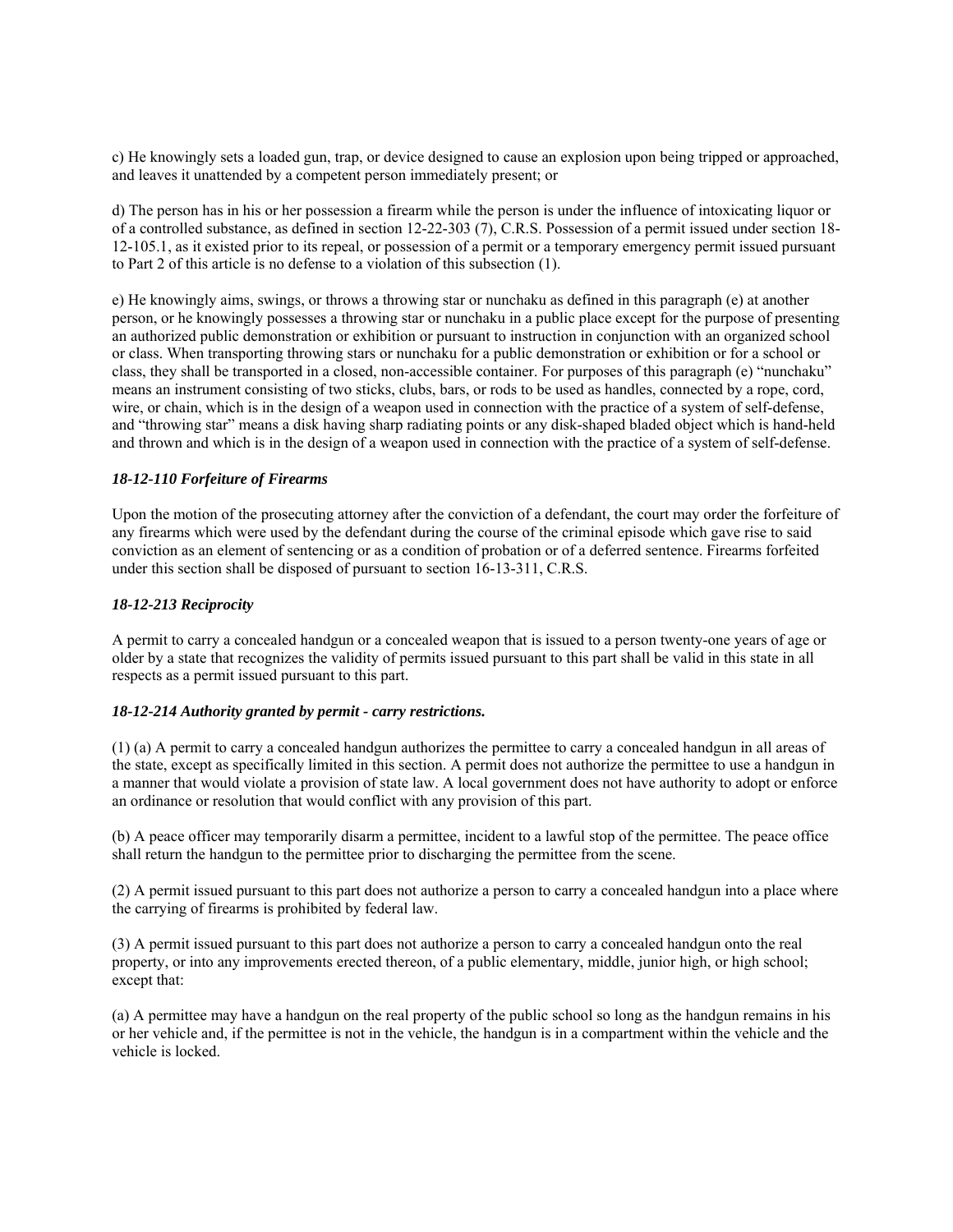c) He knowingly sets a loaded gun, trap, or device designed to cause an explosion upon being tripped or approached, and leaves it unattended by a competent person immediately present; or

d) The person has in his or her possession a firearm while the person is under the influence of intoxicating liquor or of a controlled substance, as defined in section 12-22-303 (7), C.R.S. Possession of a permit issued under section 18-12-105.1, as it existed prior to its repeal, or possession of a permit or a temporary emergency permit issued pursuant to Part 2 of this article is no defense to a violation of this subsection (1).

e) He knowingly aims, swings, or throws a throwing star or nunchaku as defined in this paragraph (e) at another person, or he knowingly possesses a throwing star or nunchaku in a public place except for the purpose of presenting an authorized public demonstration or exhibition or pursuant to instruction in conjunction with an organized school or class. When transporting throwing stars or nunchaku for a public demonstration or exhibition or for a school or class, they shall be transported in a closed, non-accessible container. For purposes of this paragraph (e) "nunchaku" means an instrument consisting of two sticks, clubs, bars, or rods to be used as handles, connected by a rope, cord, wire, or chain, which is in the design of a weapon used in connection with the practice of a system of self-defense, and "throwing star" means a disk having sharp radiating points or any disk-shaped bladed object which is hand-held and thrown and which is in the design of a weapon used in connection with the practice of a system of self-defense.

### *18-12-110 Forfeiture of Firearms*

Upon the motion of the prosecuting attorney after the conviction of a defendant, the court may order the forfeiture of any firearms which were used by the defendant during the course of the criminal episode which gave rise to said conviction as an element of sentencing or as a condition of probation or of a deferred sentence. Firearms forfeited under this section shall be disposed of pursuant to section 16-13-311, C.R.S.

### *18-12-213 Reciprocity*

A permit to carry a concealed handgun or a concealed weapon that is issued to a person twenty-one years of age or older by a state that recognizes the validity of permits issued pursuant to this part shall be valid in this state in all respects as a permit issued pursuant to this part.

### *18-12-214 Authority granted by permit - carry restrictions.*

(1) (a) A permit to carry a concealed handgun authorizes the permittee to carry a concealed handgun in all areas of the state, except as specifically limited in this section. A permit does not authorize the permittee to use a handgun in a manner that would violate a provision of state law. A local government does not have authority to adopt or enforce an ordinance or resolution that would conflict with any provision of this part.

(b) A peace officer may temporarily disarm a permittee, incident to a lawful stop of the permittee. The peace office shall return the handgun to the permittee prior to discharging the permittee from the scene.

(2) A permit issued pursuant to this part does not authorize a person to carry a concealed handgun into a place where the carrying of firearms is prohibited by federal law.

(3) A permit issued pursuant to this part does not authorize a person to carry a concealed handgun onto the real property, or into any improvements erected thereon, of a public elementary, middle, junior high, or high school; except that:

(a) A permittee may have a handgun on the real property of the public school so long as the handgun remains in his or her vehicle and, if the permittee is not in the vehicle, the handgun is in a compartment within the vehicle and the vehicle is locked.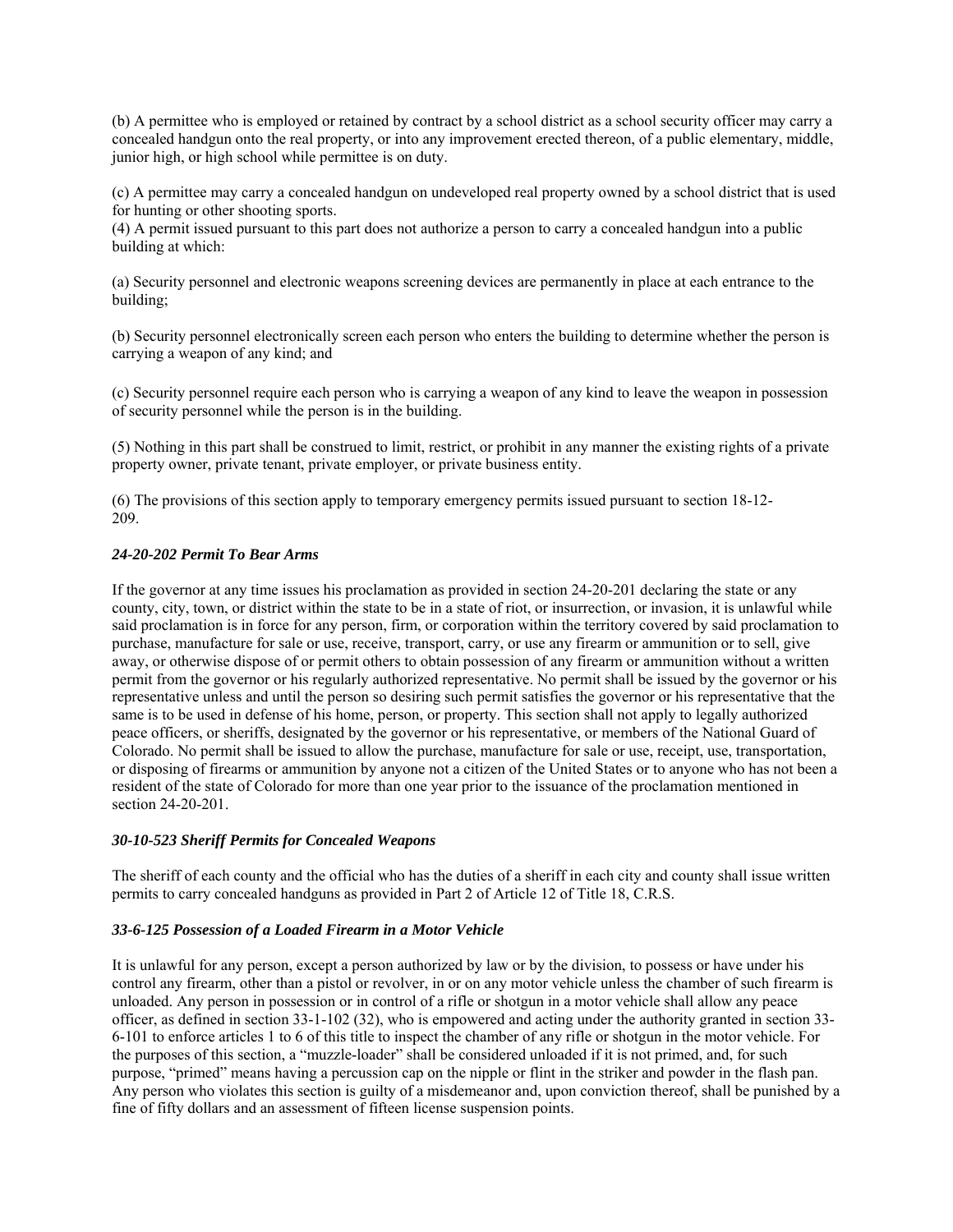(b) A permittee who is employed or retained by contract by a school district as a school security officer may carry a concealed handgun onto the real property, or into any improvement erected thereon, of a public elementary, middle, junior high, or high school while permittee is on duty.

(c) A permittee may carry a concealed handgun on undeveloped real property owned by a school district that is used for hunting or other shooting sports.

(4) A permit issued pursuant to this part does not authorize a person to carry a concealed handgun into a public building at which:

(a) Security personnel and electronic weapons screening devices are permanently in place at each entrance to the building;

(b) Security personnel electronically screen each person who enters the building to determine whether the person is carrying a weapon of any kind; and

(c) Security personnel require each person who is carrying a weapon of any kind to leave the weapon in possession of security personnel while the person is in the building.

(5) Nothing in this part shall be construed to limit, restrict, or prohibit in any manner the existing rights of a private property owner, private tenant, private employer, or private business entity.

(6) The provisions of this section apply to temporary emergency permits issued pursuant to section 18-12-209.

***24-20-202 Permit To Bear Arms***

If the governor at any time issues his proclamation as provided in section 24-20-201 declaring the state or any county, city, town, or district within the state to be in a state of riot, or insurrection, or invasion, it is unlawful while said proclamation is in force for any person, firm, or corporation within the territory covered by said proclamation to purchase, manufacture for sale or use, receive, transport, carry, or use any firearm or ammunition or to sell, give away, or otherwise dispose of or permit others to obtain possession of any firearm or ammunition without a written permit from the governor or his regularly authorized representative. No permit shall be issued by the governor or his representative unless and until the person so desiring such permit satisfies the governor or his representative that the same is to be used in defense of his home, person, or property. This section shall not apply to legally authorized peace officers, or sheriffs, designated by the governor or his representative, or members of the National Guard of Colorado. No permit shall be issued to allow the purchase, manufacture for sale or use, receipt, use, transportation, or disposing of firearms or ammunition by anyone not a citizen of the United States or to anyone who has not been a resident of the state of Colorado for more than one year prior to the issuance of the proclamation mentioned in section 24-20-201.

***30-10-523 Sheriff Permits for Concealed Weapons***

The sheriff of each county and the official who has the duties of a sheriff in each city and county shall issue written permits to carry concealed handguns as provided in Part 2 of Article 12 of Title 18, C.R.S.

***33-6-125 Possession of a Loaded Firearm in a Motor Vehicle***

It is unlawful for any person, except a person authorized by law or by the division, to possess or have under his control any firearm, other than a pistol or revolver, in or on any motor vehicle unless the chamber of such firearm is unloaded. Any person in possession or in control of a rifle or shotgun in a motor vehicle shall allow any peace officer, as defined in section 33-1-102 (32), who is empowered and acting under the authority granted in section 33-6-101 to enforce articles 1 to 6 of this title to inspect the chamber of any rifle or shotgun in the motor vehicle. For the purposes of this section, a "muzzle-loader" shall be considered unloaded if it is not primed, and, for such purpose, "primed" means having a percussion cap on the nipple or flint in the striker and powder in the flash pan. Any person who violates this section is guilty of a misdemeanor and, upon conviction thereof, shall be punished by a fine of fifty dollars and an assessment of fifteen license suspension points.